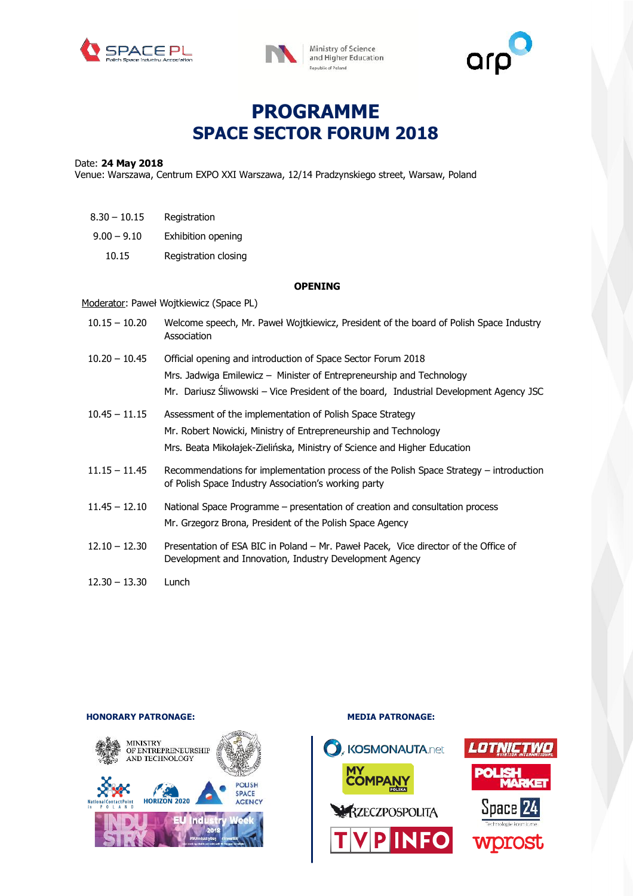# PROGRAMME
# SPACE SECTOR FORUM 2018

Date: **24 May 2018**
Venue: Warszawa, Centrum EXPO XXI Warszawa, 12/14 Pradzynskiego street, Warsaw, Poland

| | |
|---|---|
| 8.30 – 10.15 | Registration |
| 9.00 – 9.10 | Exhibition opening |
| 10.15 | Registration closing |

## OPENING

Moderator: Paweł Wojtkiewicz (Space PL)

| | |
|---|---|
| 10.15 – 10.20 | Welcome speech, Mr. Paweł Wojtkiewicz, President of the board of Polish Space Industry Association |
| 10.20 – 10.45 | Official opening and introduction of Space Sector Forum 2018<br>Mrs. Jadwiga Emilewicz – Minister of Entrepreneurship and Technology<br>Mr. Dariusz Śliwowski – Vice President of the board, Industrial Development Agency JSC |
| 10.45 – 11.15 | Assessment of the implementation of Polish Space Strategy<br>Mr. Robert Nowicki, Ministry of Entrepreneurship and Technology<br>Mrs. Beata Mikołajek-Zielińska, Ministry of Science and Higher Education |
| 11.15 – 11.45 | Recommendations for implementation process of the Polish Space Strategy – introduction of Polish Space Industry Association's working party |
| 11.45 – 12.10 | National Space Programme – presentation of creation and consultation process<br>Mr. Grzegorz Brona, President of the Polish Space Agency |
| 12.10 – 12.30 | Presentation of ESA BIC in Poland – Mr. Paweł Pacek, Vice director of the Office of Development and Innovation, Industry Development Agency |
| 12.30 – 13.30 | Lunch |

**HONORARY PATRONAGE:**

**MEDIA PATRONAGE:**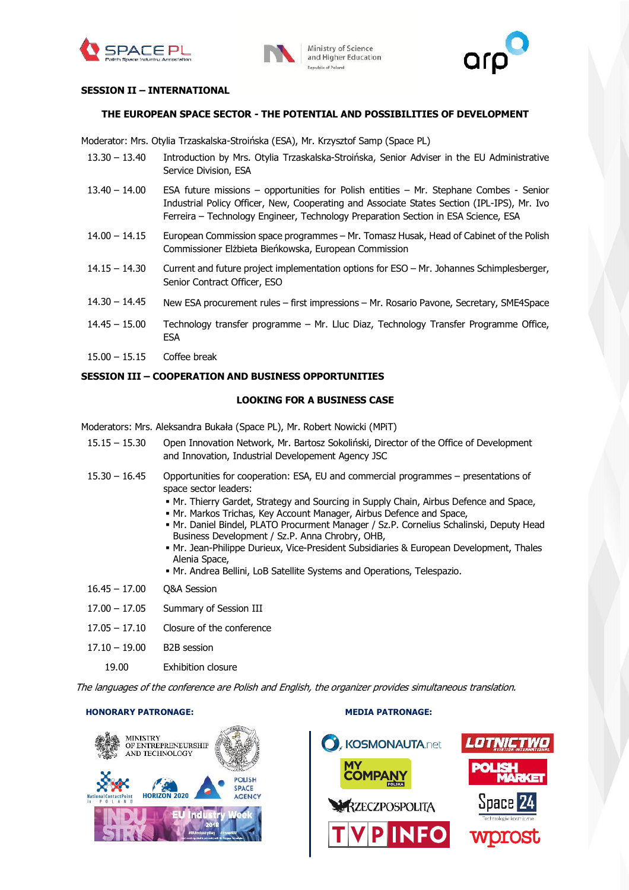## SESSION II – INTERNATIONAL

### THE EUROPEAN SPACE SECTOR - THE POTENTIAL AND POSSIBILITIES OF DEVELOPMENT

Moderator: Mrs. Otylia Trzaskalska-Stroińska (ESA), Mr. Krzysztof Samp (Space PL)

| | |
|---|---|
| 13.30 – 13.40 | Introduction by Mrs. Otylia Trzaskalska-Stroińska, Senior Adviser in the EU Administrative Service Division, ESA |
| 13.40 – 14.00 | ESA future missions – opportunities for Polish entities – Mr. Stephane Combes - Senior Industrial Policy Officer, New, Cooperating and Associate States Section (IPL-IPS), Mr. Ivo Ferreira – Technology Engineer, Technology Preparation Section in ESA Science, ESA |
| 14.00 – 14.15 | European Commission space programmes – Mr. Tomasz Husak, Head of Cabinet of the Polish Commissioner Elżbieta Bieńkowska, European Commission |
| 14.15 – 14.30 | Current and future project implementation options for ESO – Mr. Johannes Schimplesberger, Senior Contract Officer, ESO |
| 14.30 – 14.45 | New ESA procurement rules – first impressions – Mr. Rosario Pavone, Secretary, SME4Space |
| 14.45 – 15.00 | Technology transfer programme – Mr. Lluc Diaz, Technology Transfer Programme Office, ESA |
| 15.00 – 15.15 | Coffee break |

## SESSION III – COOPERATION AND BUSINESS OPPORTUNITIES

### LOOKING FOR A BUSINESS CASE

Moderators: Mrs. Aleksandra Bukała (Space PL), Mr. Robert Nowicki (MPiT)

| | |
|---|---|
| 15.15 – 15.30 | Open Innovation Network, Mr. Bartosz Sokoliński, Director of the Office of Development and Innovation, Industrial Developement Agency JSC |
| 15.30 – 16.45 | Opportunities for cooperation: ESA, EU and commercial programmes – presentations of space sector leaders:<br>▪ Mr. Thierry Gardet, Strategy and Sourcing in Supply Chain, Airbus Defence and Space,<br>▪ Mr. Markos Trichas, Key Account Manager, Airbus Defence and Space,<br>▪ Mr. Daniel Bindel, PLATO Procurment Manager / Sz.P. Cornelius Schalinski, Deputy Head Business Development / Sz.P. Anna Chrobry, OHB,<br>▪ Mr. Jean-Philippe Durieux, Vice-President Subsidiaries & European Development, Thales Alenia Space,<br>▪ Mr. Andrea Bellini, LoB Satellite Systems and Operations, Telespazio. |
| 16.45 – 17.00 | Q&A Session |
| 17.00 – 17.05 | Summary of Session III |
| 17.05 – 17.10 | Closure of the conference |
| 17.10 – 19.00 | B2B session |
| 19.00 | Exhibition closure |

*The languages of the conference are Polish and English, the organizer provides simultaneous translation.*

**HONORARY PATRONAGE:**

**MEDIA PATRONAGE:**